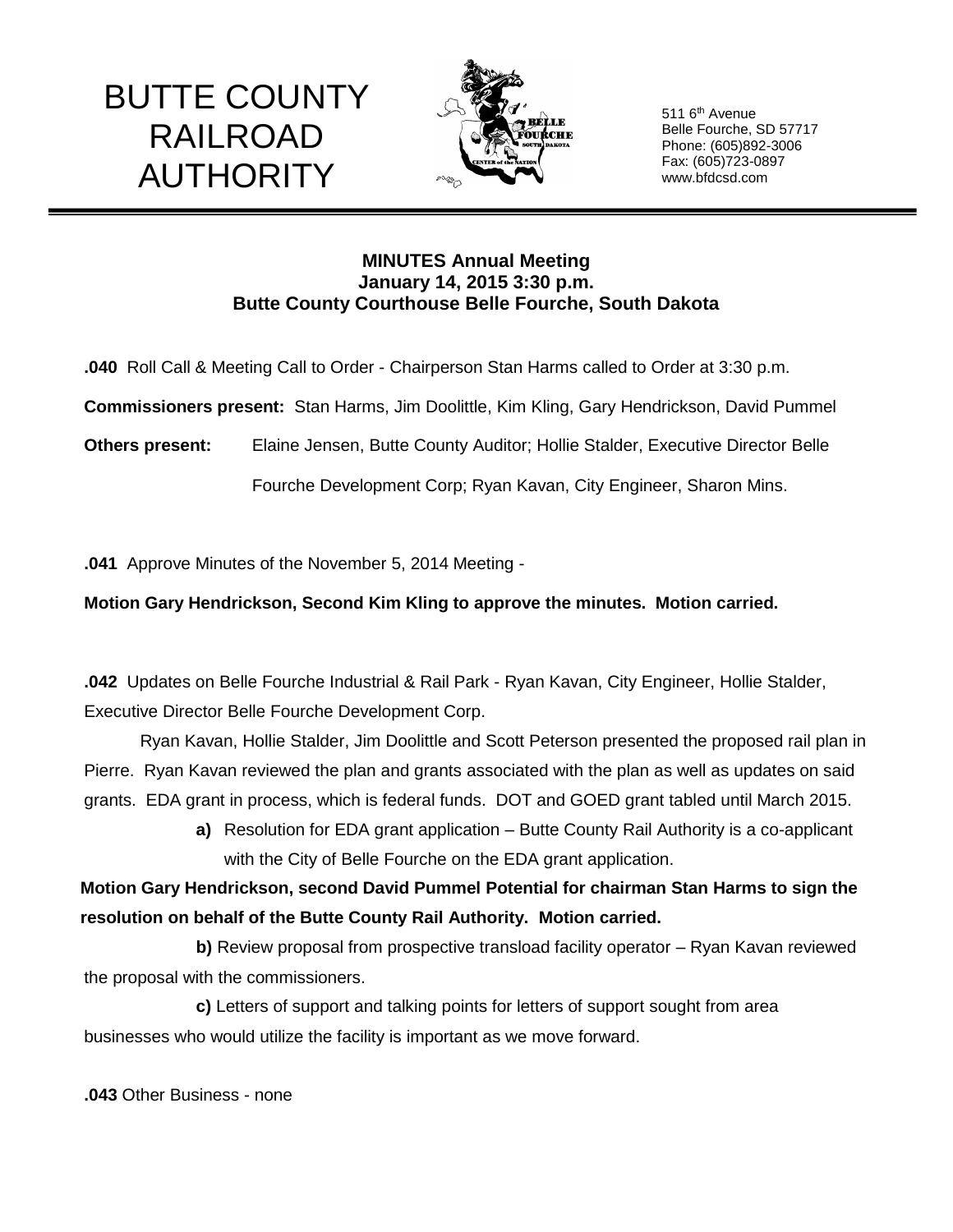# BUTTE COUNTY RAILROAD AUTHORITY

511 6th Avenue
Belle Fourche, SD 57717
Phone: (605)892-3006
Fax: (605)723-0897
www.bfdcsd.com

**MINUTES Annual Meeting**
**January 14, 2015 3:30 p.m.**
**Butte County Courthouse Belle Fourche, South Dakota**

**.040** Roll Call & Meeting Call to Order - Chairperson Stan Harms called to Order at 3:30 p.m.

**Commissioners present:** Stan Harms, Jim Doolittle, Kim Kling, Gary Hendrickson, David Pummel

**Others present:** Elaine Jensen, Butte County Auditor; Hollie Stalder, Executive Director Belle Fourche Development Corp; Ryan Kavan, City Engineer, Sharon Mins.

**.041** Approve Minutes of the November 5, 2014 Meeting -

**Motion Gary Hendrickson, Second Kim Kling to approve the minutes. Motion carried.**

**.042** Updates on Belle Fourche Industrial & Rail Park - Ryan Kavan, City Engineer, Hollie Stalder, Executive Director Belle Fourche Development Corp.

Ryan Kavan, Hollie Stalder, Jim Doolittle and Scott Peterson presented the proposed rail plan in Pierre. Ryan Kavan reviewed the plan and grants associated with the plan as well as updates on said grants. EDA grant in process, which is federal funds. DOT and GOED grant tabled until March 2015.

**a)** Resolution for EDA grant application – Butte County Rail Authority is a co-applicant with the City of Belle Fourche on the EDA grant application.

**Motion Gary Hendrickson, second David Pummel Potential for chairman Stan Harms to sign the resolution on behalf of the Butte County Rail Authority. Motion carried.**

**b)** Review proposal from prospective transload facility operator – Ryan Kavan reviewed the proposal with the commissioners.

**c)** Letters of support and talking points for letters of support sought from area businesses who would utilize the facility is important as we move forward.

**.043** Other Business - none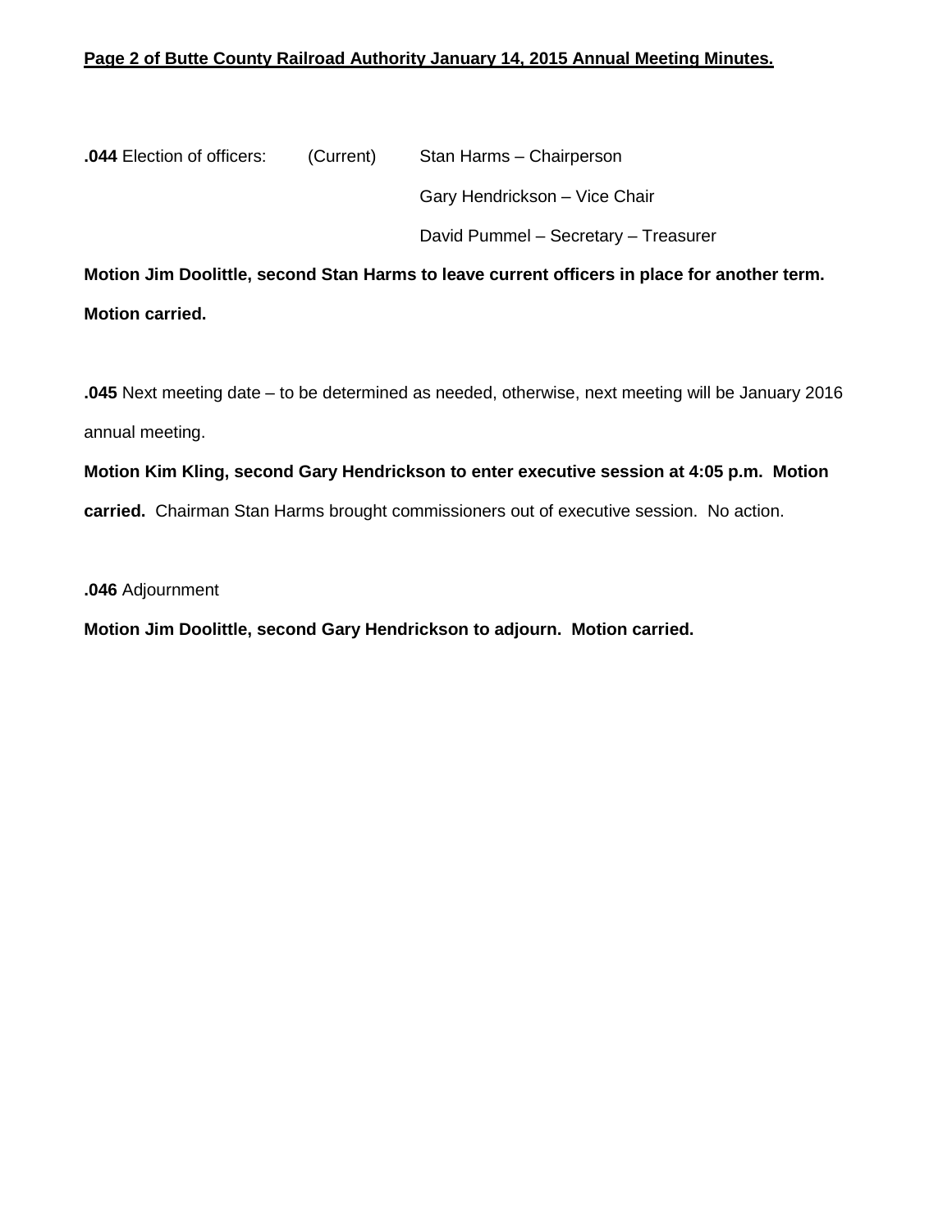**.044** Election of officers: (Current) Stan Harms – Chairperson

Gary Hendrickson – Vice Chair

David Pummel – Secretary – Treasurer

**Motion Jim Doolittle, second Stan Harms to leave current officers in place for another term. Motion carried.**

**.045** Next meeting date – to be determined as needed, otherwise, next meeting will be January 2016 annual meeting.

**Motion Kim Kling, second Gary Hendrickson to enter executive session at 4:05 p.m. Motion carried.** Chairman Stan Harms brought commissioners out of executive session. No action.

**.046** Adjournment

**Motion Jim Doolittle, second Gary Hendrickson to adjourn. Motion carried.**